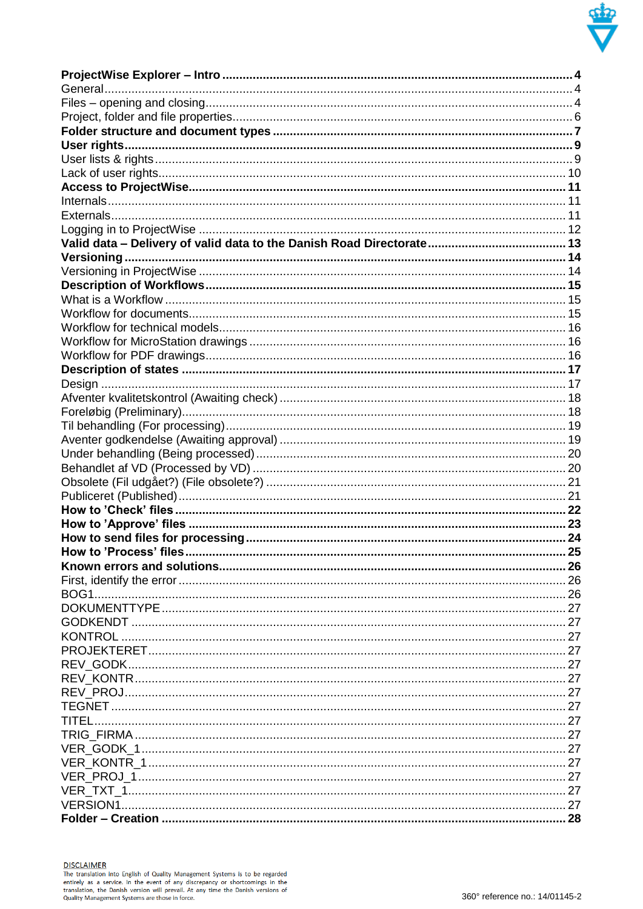**ProjectWise Explorer – Intro** 4
General 4
Files – opening and closing 4
Project, folder and file properties 6
**Folder structure and document types** 7
**User rights** 9
User lists & rights 9
Lack of user rights 10
**Access to ProjectWise** 11
Internals 11
Externals 11
Logging in to ProjectWise 12
**Valid data – Delivery of valid data to the Danish Road Directorate** 13
**Versioning** 14
Versioning in ProjectWise 14
**Description of Workflows** 15
What is a Workflow 15
Workflow for documents 15
Workflow for technical models 16
Workflow for MicroStation drawings 16
Workflow for PDF drawings 16
**Description of states** 17
Design 17
Afventer kvalitetskontrol (Awaiting check) 18
Foreløbig (Preliminary) 18
Til behandling (For processing) 19
Aventer godkendelse (Awaiting approval) 19
Under behandling (Being processed) 20
Behandlet af VD (Processed by VD) 20
Obsolete (Fil udgået?) (File obsolete?) 21
Publiceret (Published) 21
**How to ’Check’ files** 22
**How to ’Approve’ files** 23
**How to send files for processing** 24
**How to ’Process’ files** 25
**Known errors and solutions** 26
First, identify the error 26
BOG1 26
DOKUMENTTYPE 27
GODKENDT 27
KONTROL 27
PROJEKTERET 27
REV_GODK 27
REV_KONTR 27
REV_PROJ 27
TEGNET 27
TITEL 27
TRIG_FIRMA 27
VER_GODK_1 27
VER_KONTR_1 27
VER_PROJ_1 27
VER_TXT_1 27
VERSION1 27
**Folder – Creation** 28

DISCLAIMER
The translation into English of Quality Management Systems is to be regarded entirely as a service. In the event of any discrepancy or shortcomings in the translation, the Danish version will prevail. At any time the Danish versions of Quality Management Systems are those in force.

360° reference no.: 14/01145-2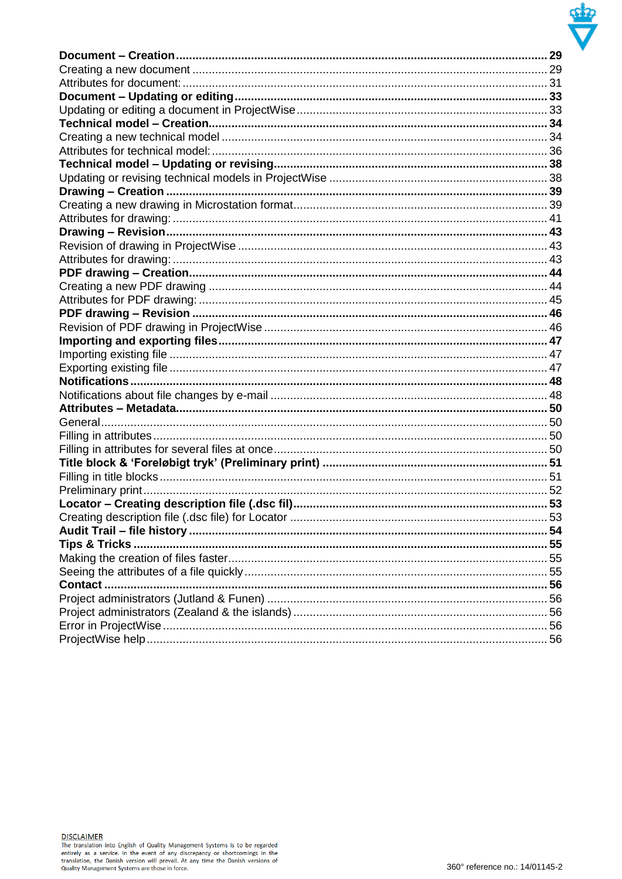**Document – Creation** ..... 29
Creating a new document ..... 29
Attributes for document: ..... 31
**Document – Updating or editing** ..... 33
Updating or editing a document in ProjectWise ..... 33
**Technical model – Creation** ..... 34
Creating a new technical model ..... 34
Attributes for technical model: ..... 36
**Technical model – Updating or revising** ..... 38
Updating or revising technical models in ProjectWise ..... 38
**Drawing – Creation** ..... 39
Creating a new drawing in Microstation format ..... 39
Attributes for drawing: ..... 41
**Drawing – Revision** ..... 43
Revision of drawing in ProjectWise ..... 43
Attributes for drawing: ..... 43
**PDF drawing – Creation** ..... 44
Creating a new PDF drawing ..... 44
Attributes for PDF drawing: ..... 45
**PDF drawing – Revision** ..... 46
Revision of PDF drawing in ProjectWise ..... 46
**Importing and exporting files** ..... 47
Importing existing file ..... 47
Exporting existing file ..... 47
**Notifications** ..... 48
Notifications about file changes by e-mail ..... 48
**Attributes – Metadata** ..... 50
General ..... 50
Filling in attributes ..... 50
Filling in attributes for several files at once ..... 50
**Title block & 'Foreløbigt tryk' (Preliminary print)** ..... 51
Filling in title blocks ..... 51
Preliminary print ..... 52
**Locator – Creating description file (.dsc fil)** ..... 53
Creating description file (.dsc file) for Locator ..... 53
**Audit Trail – file history** ..... 54
**Tips & Tricks** ..... 55
Making the creation of files faster ..... 55
Seeing the attributes of a file quickly ..... 55
**Contact** ..... 56
Project administrators (Jutland & Funen) ..... 56
Project administrators (Zealand & the islands) ..... 56
Error in ProjectWise ..... 56
ProjectWise help ..... 56

DISCLAIMER
The translation into English of Quality Management Systems is to be regarded entirely as a service. In the event of any discrepancy or shortcomings in the translation, the Danish version will prevail. At any time the Danish versions of Quality Management Systems are those in force.

360° reference no.: 14/01145-2